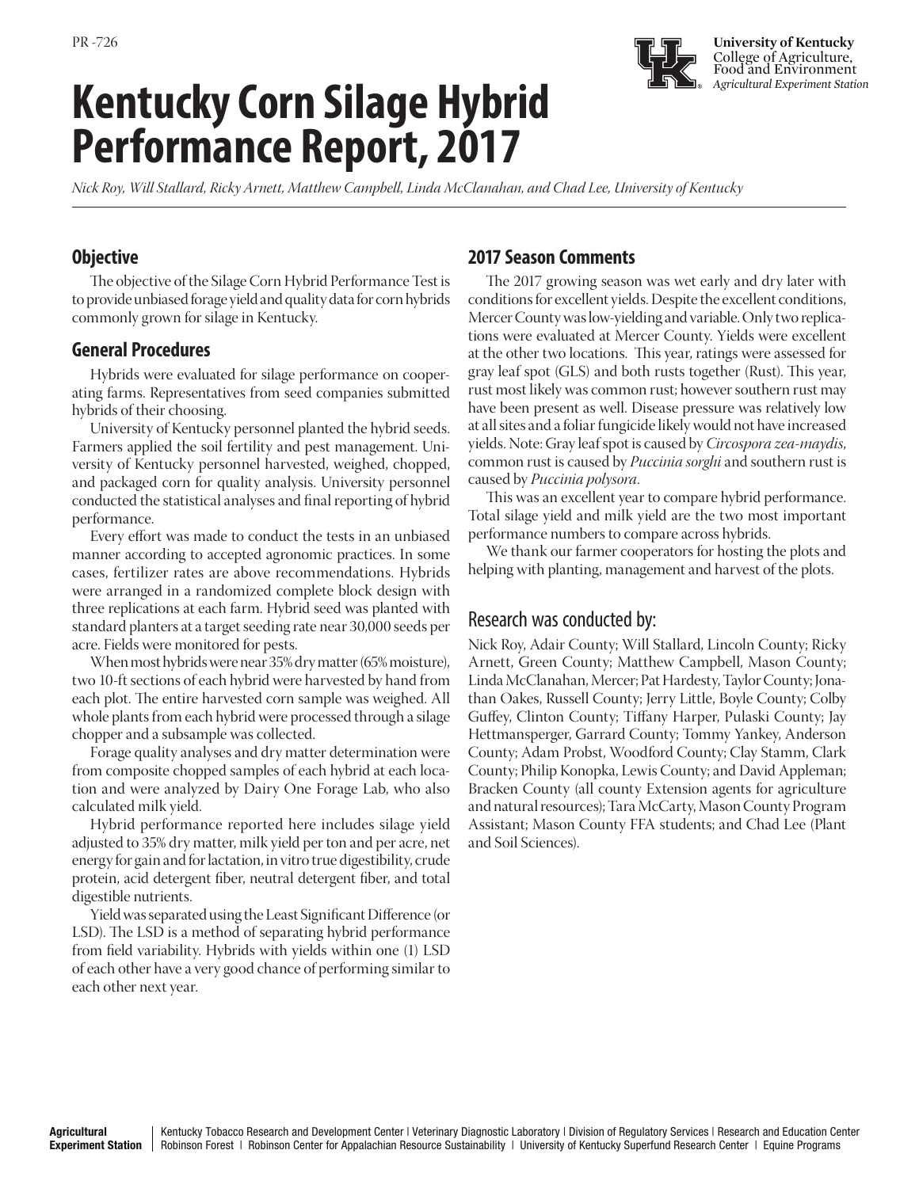PR -726

**University of Kentucky**
College of Agriculture, Food and Environment
*Agricultural Experiment Station*

# Kentucky Corn Silage Hybrid Performance Report, 2017

*Nick Roy, Will Stallard, Ricky Arnett, Matthew Campbell, Linda McClanahan, and Chad Lee, University of Kentucky*

## Objective

The objective of the Silage Corn Hybrid Performance Test is to provide unbiased forage yield and quality data for corn hybrids commonly grown for silage in Kentucky.

## General Procedures

Hybrids were evaluated for silage performance on cooperating farms. Representatives from seed companies submitted hybrids of their choosing.

University of Kentucky personnel planted the hybrid seeds. Farmers applied the soil fertility and pest management. University of Kentucky personnel harvested, weighed, chopped, and packaged corn for quality analysis. University personnel conducted the statistical analyses and final reporting of hybrid performance.

Every effort was made to conduct the tests in an unbiased manner according to accepted agronomic practices. In some cases, fertilizer rates are above recommendations. Hybrids were arranged in a randomized complete block design with three replications at each farm. Hybrid seed was planted with standard planters at a target seeding rate near 30,000 seeds per acre. Fields were monitored for pests.

When most hybrids were near 35% dry matter (65% moisture), two 10-ft sections of each hybrid were harvested by hand from each plot. The entire harvested corn sample was weighed. All whole plants from each hybrid were processed through a silage chopper and a subsample was collected.

Forage quality analyses and dry matter determination were from composite chopped samples of each hybrid at each location and were analyzed by Dairy One Forage Lab, who also calculated milk yield.

Hybrid performance reported here includes silage yield adjusted to 35% dry matter, milk yield per ton and per acre, net energy for gain and for lactation, in vitro true digestibility, crude protein, acid detergent fiber, neutral detergent fiber, and total digestible nutrients.

Yield was separated using the Least Significant Difference (or LSD). The LSD is a method of separating hybrid performance from field variability. Hybrids with yields within one (1) LSD of each other have a very good chance of performing similar to each other next year.

## 2017 Season Comments

The 2017 growing season was wet early and dry later with conditions for excellent yields. Despite the excellent conditions, Mercer County was low-yielding and variable. Only two replications were evaluated at Mercer County. Yields were excellent at the other two locations. This year, ratings were assessed for gray leaf spot (GLS) and both rusts together (Rust). This year, rust most likely was common rust; however southern rust may have been present as well. Disease pressure was relatively low at all sites and a foliar fungicide likely would not have increased yields. Note: Gray leaf spot is caused by *Circospora zea-maydis*, common rust is caused by *Puccinia sorghi* and southern rust is caused by *Puccinia polysora*.

This was an excellent year to compare hybrid performance. Total silage yield and milk yield are the two most important performance numbers to compare across hybrids.

We thank our farmer cooperators for hosting the plots and helping with planting, management and harvest of the plots.

## Research was conducted by:

Nick Roy, Adair County; Will Stallard, Lincoln County; Ricky Arnett, Green County; Matthew Campbell, Mason County; Linda McClanahan, Mercer; Pat Hardesty, Taylor County; Jonathan Oakes, Russell County; Jerry Little, Boyle County; Colby Guffey, Clinton County; Tiffany Harper, Pulaski County; Jay Hettmansperger, Garrard County; Tommy Yankey, Anderson County; Adam Probst, Woodford County; Clay Stamm, Clark County; Philip Konopka, Lewis County; and David Appleman; Bracken County (all county Extension agents for agriculture and natural resources); Tara McCarty, Mason County Program Assistant; Mason County FFA students; and Chad Lee (Plant and Soil Sciences).

**Agricultural Experiment Station** | Kentucky Tobacco Research and Development Center | Veterinary Diagnostic Laboratory | Division of Regulatory Services | Research and Education Center | Robinson Forest | Robinson Center for Appalachian Resource Sustainability | University of Kentucky Superfund Research Center | Equine Programs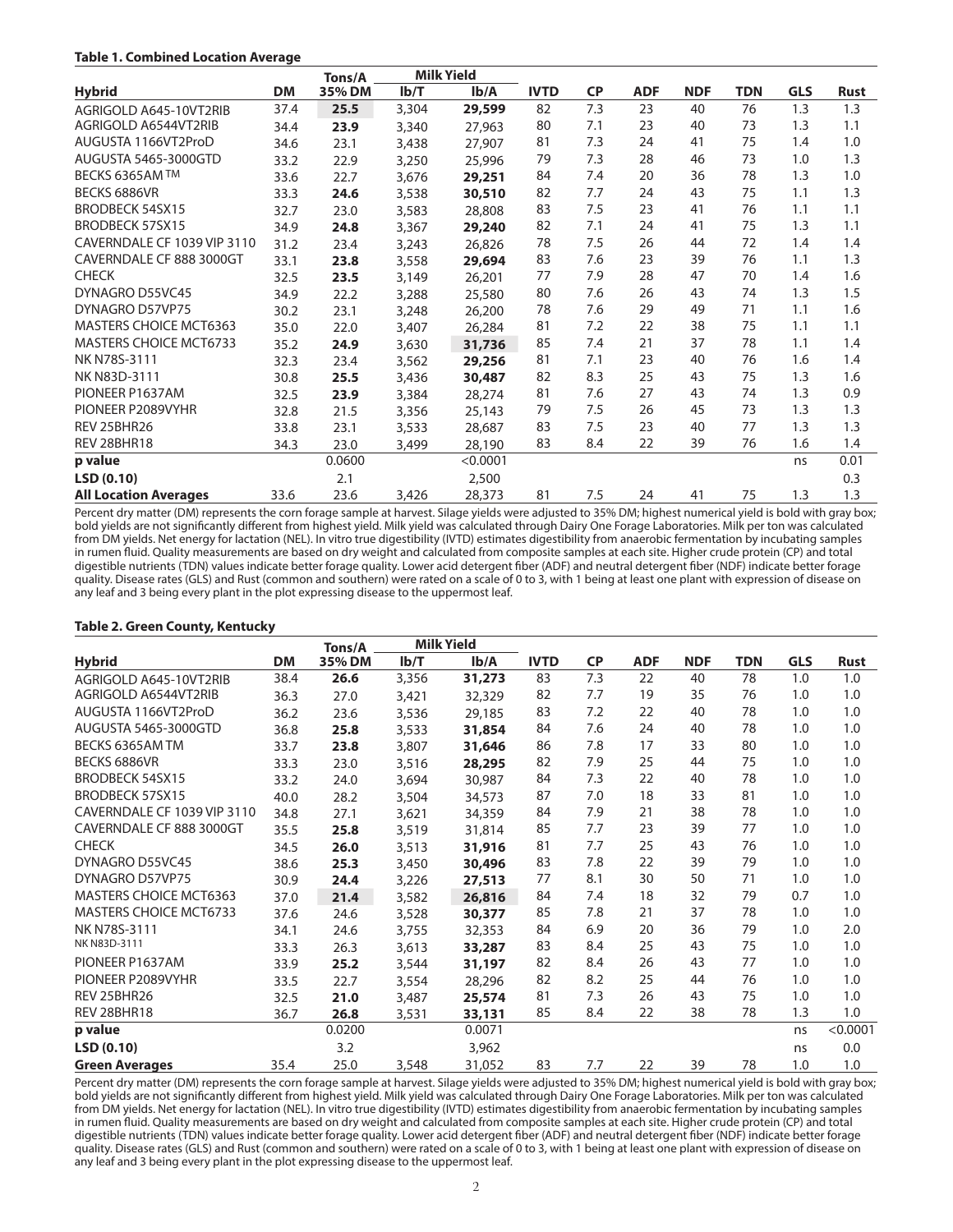**Table 1. Combined Location Average**

| Hybrid | DM | Tons/A 35% DM | Milk Yield lb/T | Milk Yield lb/A | IVTD | CP | ADF | NDF | TDN | GLS | Rust |
|---|---|---|---|---|---|---|---|---|---|---|---|
| AGRIGOLD A645-10VT2RIB | 37.4 | **25.5** | 3,304 | **29,599** | 82 | 7.3 | 23 | 40 | 76 | 1.3 | 1.3 |
| AGRIGOLD A6544VT2RIB | 34.4 | **23.9** | 3,340 | 27,963 | 80 | 7.1 | 23 | 40 | 73 | 1.3 | 1.1 |
| AUGUSTA 1166VT2ProD | 34.6 | 23.1 | 3,438 | 27,907 | 81 | 7.3 | 24 | 41 | 75 | 1.4 | 1.0 |
| AUGUSTA 5465-3000GTD | 33.2 | 22.9 | 3,250 | 25,996 | 79 | 7.3 | 28 | 46 | 73 | 1.0 | 1.3 |
| BECKS 6365AM TM | 33.6 | 22.7 | 3,676 | **29,251** | 84 | 7.4 | 20 | 36 | 78 | 1.3 | 1.0 |
| BECKS 6886VR | 33.3 | **24.6** | 3,538 | **30,510** | 82 | 7.7 | 24 | 43 | 75 | 1.1 | 1.3 |
| BRODBECK 54SX15 | 32.7 | 23.0 | 3,583 | 28,808 | 83 | 7.5 | 23 | 41 | 76 | 1.1 | 1.1 |
| BRODBECK 57SX15 | 34.9 | **24.8** | 3,367 | **29,240** | 82 | 7.1 | 24 | 41 | 75 | 1.3 | 1.1 |
| CAVERNDALE CF 1039 VIP 3110 | 31.2 | 23.4 | 3,243 | 26,826 | 78 | 7.5 | 26 | 44 | 72 | 1.4 | 1.4 |
| CAVERNDALE CF 888 3000GT | 33.1 | **23.8** | 3,558 | **29,694** | 83 | 7.6 | 23 | 39 | 76 | 1.1 | 1.3 |
| CHECK | 32.5 | **23.5** | 3,149 | 26,201 | 77 | 7.9 | 28 | 47 | 70 | 1.4 | 1.6 |
| DYNAGRO D55VC45 | 34.9 | 22.2 | 3,288 | 25,580 | 80 | 7.6 | 26 | 43 | 74 | 1.3 | 1.5 |
| DYNAGRO D57VP75 | 30.2 | 23.1 | 3,248 | 26,200 | 78 | 7.6 | 29 | 49 | 71 | 1.1 | 1.6 |
| MASTERS CHOICE MCT6363 | 35.0 | 22.0 | 3,407 | 26,284 | 81 | 7.2 | 22 | 38 | 75 | 1.1 | 1.1 |
| MASTERS CHOICE MCT6733 | 35.2 | **24.9** | 3,630 | **31,736** | 85 | 7.4 | 21 | 37 | 78 | 1.1 | 1.4 |
| NK N78S-3111 | 32.3 | 23.4 | 3,562 | **29,256** | 81 | 7.1 | 23 | 40 | 76 | 1.6 | 1.4 |
| NK N83D-3111 | 30.8 | **25.5** | 3,436 | **30,487** | 82 | 8.3 | 25 | 43 | 75 | 1.3 | 1.6 |
| PIONEER P1637AM | 32.5 | **23.9** | 3,384 | 28,274 | 81 | 7.6 | 27 | 43 | 74 | 1.3 | 0.9 |
| PIONEER P2089VYHR | 32.8 | 21.5 | 3,356 | 25,143 | 79 | 7.5 | 26 | 45 | 73 | 1.3 | 1.3 |
| REV 25BHR26 | 33.8 | 23.1 | 3,533 | 28,687 | 83 | 7.5 | 23 | 40 | 77 | 1.3 | 1.3 |
| REV 28BHR18 | 34.3 | 23.0 | 3,499 | 28,190 | 83 | 8.4 | 22 | 39 | 76 | 1.6 | 1.4 |
| **p value** | | 0.0600 | | <0.0001 | | | | | | ns | 0.01 |
| **LSD (0.10)** | | 2.1 | | 2,500 | | | | | | | 0.3 |
| **All Location Averages** | 33.6 | 23.6 | 3,426 | 28,373 | 81 | 7.5 | 24 | 41 | 75 | 1.3 | 1.3 |

Percent dry matter (DM) represents the corn forage sample at harvest. Silage yields were adjusted to 35% DM; highest numerical yield is bold with gray box; bold yields are not significantly different from highest yield. Milk yield was calculated through Dairy One Forage Laboratories. Milk per ton was calculated from DM yields. Net energy for lactation (NEL). In vitro true digestibility (IVTD) estimates digestibility from anaerobic fermentation by incubating samples in rumen fluid. Quality measurements are based on dry weight and calculated from composite samples at each site. Higher crude protein (CP) and total digestible nutrients (TDN) values indicate better forage quality. Lower acid detergent fiber (ADF) and neutral detergent fiber (NDF) indicate better forage quality. Disease rates (GLS) and Rust (common and southern) were rated on a scale of 0 to 3, with 1 being at least one plant with expression of disease on any leaf and 3 being every plant in the plot expressing disease to the uppermost leaf.

**Table 2. Green County, Kentucky**

| Hybrid | DM | Tons/A 35% DM | Milk Yield lb/T | Milk Yield lb/A | IVTD | CP | ADF | NDF | TDN | GLS | Rust |
|---|---|---|---|---|---|---|---|---|---|---|---|
| AGRIGOLD A645-10VT2RIB | 38.4 | **26.6** | 3,356 | **31,273** | 83 | 7.3 | 22 | 40 | 78 | 1.0 | 1.0 |
| AGRIGOLD A6544VT2RIB | 36.3 | 27.0 | 3,421 | 32,329 | 82 | 7.7 | 19 | 35 | 76 | 1.0 | 1.0 |
| AUGUSTA 1166VT2ProD | 36.2 | 23.6 | 3,536 | 29,185 | 83 | 7.2 | 22 | 40 | 78 | 1.0 | 1.0 |
| AUGUSTA 5465-3000GTD | 36.8 | **25.8** | 3,533 | **31,854** | 84 | 7.6 | 24 | 40 | 78 | 1.0 | 1.0 |
| BECKS 6365AM TM | 33.7 | **23.8** | 3,807 | **31,646** | 86 | 7.8 | 17 | 33 | 80 | 1.0 | 1.0 |
| BECKS 6886VR | 33.3 | 23.0 | 3,516 | 28,295 | 82 | 7.9 | 25 | 44 | 75 | 1.0 | 1.0 |
| BRODBECK 54SX15 | 33.2 | 24.0 | 3,694 | 30,987 | 84 | 7.3 | 22 | 40 | 78 | 1.0 | 1.0 |
| BRODBECK 57SX15 | 40.0 | 28.2 | 3,504 | 34,573 | 87 | 7.0 | 18 | 33 | 81 | 1.0 | 1.0 |
| CAVERNDALE CF 1039 VIP 3110 | 34.8 | 27.1 | 3,621 | 34,359 | 84 | 7.9 | 21 | 38 | 78 | 1.0 | 1.0 |
| CAVERNDALE CF 888 3000GT | 35.5 | **25.8** | 3,519 | 31,814 | 85 | 7.7 | 23 | 39 | 77 | 1.0 | 1.0 |
| CHECK | 34.5 | **26.0** | 3,513 | **31,916** | 81 | 7.7 | 25 | 43 | 76 | 1.0 | 1.0 |
| DYNAGRO D55VC45 | 38.6 | **25.3** | 3,450 | **30,496** | 83 | 7.8 | 22 | 39 | 79 | 1.0 | 1.0 |
| DYNAGRO D57VP75 | 30.9 | **24.4** | 3,226 | **27,513** | 77 | 8.1 | 30 | 50 | 71 | 1.0 | 1.0 |
| MASTERS CHOICE MCT6363 | 37.0 | **21.4** | 3,582 | **26,816** | 84 | 7.4 | 18 | 32 | 79 | 0.7 | 1.0 |
| MASTERS CHOICE MCT6733 | 37.6 | 24.6 | 3,528 | 30,377 | 85 | 7.8 | 21 | 37 | 78 | 1.0 | 1.0 |
| NK N78S-3111 | 34.1 | 24.6 | 3,755 | 32,353 | 84 | 6.9 | 20 | 36 | 79 | 1.0 | 2.0 |
| NK N83D-3111 | 33.3 | 26.3 | 3,613 | **33,287** | 83 | 8.4 | 25 | 43 | 75 | 1.0 | 1.0 |
| PIONEER P1637AM | 33.9 | **25.2** | 3,544 | **31,197** | 82 | 8.4 | 26 | 43 | 77 | 1.0 | 1.0 |
| PIONEER P2089VYHR | 33.5 | 22.7 | 3,554 | 28,296 | 82 | 8.2 | 25 | 44 | 76 | 1.0 | 1.0 |
| REV 25BHR26 | 32.5 | **21.0** | 3,487 | **25,574** | 81 | 7.3 | 26 | 43 | 75 | 1.0 | 1.0 |
| REV 28BHR18 | 36.7 | **26.8** | 3,531 | **33,131** | 85 | 8.4 | 22 | 38 | 78 | 1.3 | 1.0 |
| **p value** | | 0.0200 | | 0.0071 | | | | | | ns | <0.0001 |
| **LSD (0.10)** | | 3.2 | | 3,962 | | | | | | ns | 0.0 |
| **Green Averages** | 35.4 | 25.0 | 3,548 | 31,052 | 83 | 7.7 | 22 | 39 | 78 | 1.0 | 1.0 |

Percent dry matter (DM) represents the corn forage sample at harvest. Silage yields were adjusted to 35% DM; highest numerical yield is bold with gray box; bold yields are not significantly different from highest yield. Milk yield was calculated through Dairy One Forage Laboratories. Milk per ton was calculated from DM yields. Net energy for lactation (NEL). In vitro true digestibility (IVTD) estimates digestibility from anaerobic fermentation by incubating samples in rumen fluid. Quality measurements are based on dry weight and calculated from composite samples at each site. Higher crude protein (CP) and total digestible nutrients (TDN) values indicate better forage quality. Lower acid detergent fiber (ADF) and neutral detergent fiber (NDF) indicate better forage quality. Disease rates (GLS) and Rust (common and southern) were rated on a scale of 0 to 3, with 1 being at least one plant with expression of disease on any leaf and 3 being every plant in the plot expressing disease to the uppermost leaf.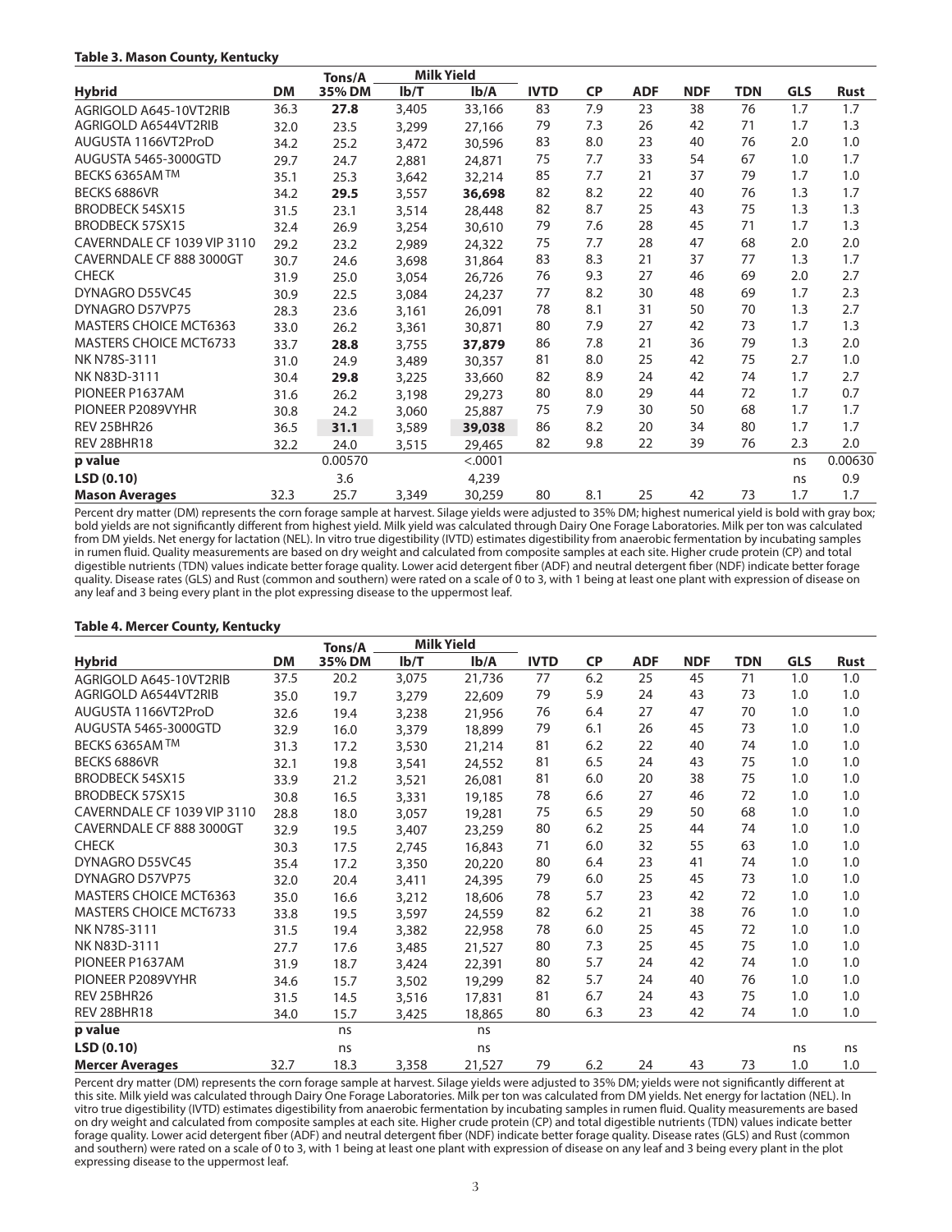**Table 3. Mason County, Kentucky**

| Hybrid | DM | Tons/A 35% DM | Milk Yield lb/T | Milk Yield lb/A | IVTD | CP | ADF | NDF | TDN | GLS | Rust |
|---|---|---|---|---|---|---|---|---|---|---|---|
| AGRIGOLD A645-10VT2RIB | 36.3 | **27.8** | 3,405 | 33,166 | 83 | 7.9 | 23 | 38 | 76 | 1.7 | 1.7 |
| AGRIGOLD A6544VT2RIB | 32.0 | 23.5 | 3,299 | 27,166 | 79 | 7.3 | 26 | 42 | 71 | 1.7 | 1.3 |
| AUGUSTA 1166VT2ProD | 34.2 | 25.2 | 3,472 | 30,596 | 83 | 8.0 | 23 | 40 | 76 | 2.0 | 1.0 |
| AUGUSTA 5465-3000GTD | 29.7 | 24.7 | 2,881 | 24,871 | 75 | 7.7 | 33 | 54 | 67 | 1.0 | 1.7 |
| BECKS 6365AM TM | 35.1 | 25.3 | 3,642 | 32,214 | 85 | 7.7 | 21 | 37 | 79 | 1.7 | 1.0 |
| BECKS 6886VR | 34.2 | **29.5** | 3,557 | **36,698** | 82 | 8.2 | 22 | 40 | 76 | 1.3 | 1.7 |
| BRODBECK 54SX15 | 31.5 | 23.1 | 3,514 | 28,448 | 82 | 8.7 | 25 | 43 | 75 | 1.3 | 1.3 |
| BRODBECK 57SX15 | 32.4 | 26.9 | 3,254 | 30,610 | 79 | 7.6 | 28 | 45 | 71 | 1.7 | 1.3 |
| CAVERNDALE CF 1039 VIP 3110 | 29.2 | 23.2 | 2,989 | 24,322 | 75 | 7.7 | 28 | 47 | 68 | 2.0 | 2.0 |
| CAVERNDALE CF 888 3000GT | 30.7 | 24.6 | 3,698 | 31,864 | 83 | 8.3 | 21 | 37 | 77 | 1.3 | 1.7 |
| CHECK | 31.9 | 25.0 | 3,054 | 26,726 | 76 | 9.3 | 27 | 46 | 69 | 2.0 | 2.7 |
| DYNAGRO D55VC45 | 30.9 | 22.5 | 3,084 | 24,237 | 77 | 8.2 | 30 | 48 | 69 | 1.7 | 2.3 |
| DYNAGRO D57VP75 | 28.3 | 23.6 | 3,161 | 26,091 | 78 | 8.1 | 31 | 50 | 70 | 1.3 | 2.7 |
| MASTERS CHOICE MCT6363 | 33.0 | 26.2 | 3,361 | 30,871 | 80 | 7.9 | 27 | 42 | 73 | 1.7 | 1.3 |
| MASTERS CHOICE MCT6733 | 33.7 | **28.8** | 3,755 | **37,879** | 86 | 7.8 | 21 | 36 | 79 | 1.3 | 2.0 |
| NK N78S-3111 | 31.0 | 24.9 | 3,489 | 30,357 | 81 | 8.0 | 25 | 42 | 75 | 2.7 | 1.0 |
| NK N83D-3111 | 30.4 | **29.8** | 3,225 | 33,660 | 82 | 8.9 | 24 | 42 | 74 | 1.7 | 2.7 |
| PIONEER P1637AM | 31.6 | 26.2 | 3,198 | 29,273 | 80 | 8.0 | 29 | 44 | 72 | 1.7 | 0.7 |
| PIONEER P2089VYHR | 30.8 | 24.2 | 3,060 | 25,887 | 75 | 7.9 | 30 | 50 | 68 | 1.7 | 1.7 |
| REV 25BHR26 | 36.5 | **31.1** | 3,589 | **39,038** | 86 | 8.2 | 20 | 34 | 80 | 1.7 | 1.7 |
| REV 28BHR18 | 32.2 | 24.0 | 3,515 | 29,465 | 82 | 9.8 | 22 | 39 | 76 | 2.3 | 2.0 |
| **p value** | | 0.00570 | | <.0001 | | | | | | ns | 0.00630 |
| **LSD (0.10)** | | 3.6 | | 4,239 | | | | | | ns | 0.9 |
| **Mason Averages** | 32.3 | 25.7 | 3,349 | 30,259 | 80 | 8.1 | 25 | 42 | 73 | 1.7 | 1.7 |

Percent dry matter (DM) represents the corn forage sample at harvest. Silage yields were adjusted to 35% DM; highest numerical yield is bold with gray box; bold yields are not significantly different from highest yield. Milk yield was calculated through Dairy One Forage Laboratories. Milk per ton was calculated from DM yields. Net energy for lactation (NEL). In vitro true digestibility (IVTD) estimates digestibility from anaerobic fermentation by incubating samples in rumen fluid. Quality measurements are based on dry weight and calculated from composite samples at each site. Higher crude protein (CP) and total digestible nutrients (TDN) values indicate better forage quality. Lower acid detergent fiber (ADF) and neutral detergent fiber (NDF) indicate better forage quality. Disease rates (GLS) and Rust (common and southern) were rated on a scale of 0 to 3, with 1 being at least one plant with expression of disease on any leaf and 3 being every plant in the plot expressing disease to the uppermost leaf.

**Table 4. Mercer County, Kentucky**

| Hybrid | DM | Tons/A 35% DM | Milk Yield lb/T | Milk Yield lb/A | IVTD | CP | ADF | NDF | TDN | GLS | Rust |
|---|---|---|---|---|---|---|---|---|---|---|---|
| AGRIGOLD A645-10VT2RIB | 37.5 | 20.2 | 3,075 | 21,736 | 77 | 6.2 | 25 | 45 | 71 | 1.0 | 1.0 |
| AGRIGOLD A6544VT2RIB | 35.0 | 19.7 | 3,279 | 22,609 | 79 | 5.9 | 24 | 43 | 73 | 1.0 | 1.0 |
| AUGUSTA 1166VT2ProD | 32.6 | 19.4 | 3,238 | 21,956 | 76 | 6.4 | 27 | 47 | 70 | 1.0 | 1.0 |
| AUGUSTA 5465-3000GTD | 32.9 | 16.0 | 3,379 | 18,899 | 79 | 6.1 | 26 | 45 | 73 | 1.0 | 1.0 |
| BECKS 6365AM TM | 31.3 | 17.2 | 3,530 | 21,214 | 81 | 6.2 | 22 | 40 | 74 | 1.0 | 1.0 |
| BECKS 6886VR | 32.1 | 19.8 | 3,541 | 24,552 | 81 | 6.5 | 24 | 43 | 75 | 1.0 | 1.0 |
| BRODBECK 54SX15 | 33.9 | 21.2 | 3,521 | 26,081 | 81 | 6.0 | 20 | 38 | 75 | 1.0 | 1.0 |
| BRODBECK 57SX15 | 30.8 | 16.5 | 3,331 | 19,185 | 78 | 6.6 | 27 | 46 | 72 | 1.0 | 1.0 |
| CAVERNDALE CF 1039 VIP 3110 | 28.8 | 18.0 | 3,057 | 19,281 | 75 | 6.5 | 29 | 50 | 68 | 1.0 | 1.0 |
| CAVERNDALE CF 888 3000GT | 32.9 | 19.5 | 3,407 | 23,259 | 80 | 6.2 | 25 | 44 | 74 | 1.0 | 1.0 |
| CHECK | 30.3 | 17.5 | 2,745 | 16,843 | 71 | 6.0 | 32 | 55 | 63 | 1.0 | 1.0 |
| DYNAGRO D55VC45 | 35.4 | 17.2 | 3,350 | 20,220 | 80 | 6.4 | 23 | 41 | 74 | 1.0 | 1.0 |
| DYNAGRO D57VP75 | 32.0 | 20.4 | 3,411 | 24,395 | 79 | 6.0 | 25 | 45 | 73 | 1.0 | 1.0 |
| MASTERS CHOICE MCT6363 | 35.0 | 16.6 | 3,212 | 18,606 | 78 | 5.7 | 23 | 42 | 72 | 1.0 | 1.0 |
| MASTERS CHOICE MCT6733 | 33.8 | 19.5 | 3,597 | 24,559 | 82 | 6.2 | 21 | 38 | 76 | 1.0 | 1.0 |
| NK N78S-3111 | 31.5 | 19.4 | 3,382 | 22,958 | 78 | 6.0 | 25 | 45 | 72 | 1.0 | 1.0 |
| NK N83D-3111 | 27.7 | 17.6 | 3,485 | 21,527 | 80 | 7.3 | 25 | 45 | 75 | 1.0 | 1.0 |
| PIONEER P1637AM | 31.9 | 18.7 | 3,424 | 22,391 | 80 | 5.7 | 24 | 42 | 74 | 1.0 | 1.0 |
| PIONEER P2089VYHR | 34.6 | 15.7 | 3,502 | 19,299 | 82 | 5.7 | 24 | 40 | 76 | 1.0 | 1.0 |
| REV 25BHR26 | 31.5 | 14.5 | 3,516 | 17,831 | 81 | 6.7 | 24 | 43 | 75 | 1.0 | 1.0 |
| REV 28BHR18 | 34.0 | 15.7 | 3,425 | 18,865 | 80 | 6.3 | 23 | 42 | 74 | 1.0 | 1.0 |
| **p value** | | ns | | ns | | | | | | | |
| **LSD (0.10)** | | ns | | ns | | | | | | ns | ns |
| **Mercer Averages** | 32.7 | 18.3 | 3,358 | 21,527 | 79 | 6.2 | 24 | 43 | 73 | 1.0 | 1.0 |

Percent dry matter (DM) represents the corn forage sample at harvest. Silage yields were adjusted to 35% DM; yields were not significantly different at this site. Milk yield was calculated through Dairy One Forage Laboratories. Milk per ton was calculated from DM yields. Net energy for lactation (NEL). In vitro true digestibility (IVTD) estimates digestibility from anaerobic fermentation by incubating samples in rumen fluid. Quality measurements are based on dry weight and calculated from composite samples at each site. Higher crude protein (CP) and total digestible nutrients (TDN) values indicate better forage quality. Lower acid detergent fiber (ADF) and neutral detergent fiber (NDF) indicate better forage quality. Disease rates (GLS) and Rust (common and southern) were rated on a scale of 0 to 3, with 1 being at least one plant with expression of disease on any leaf and 3 being every plant in the plot expressing disease to the uppermost leaf.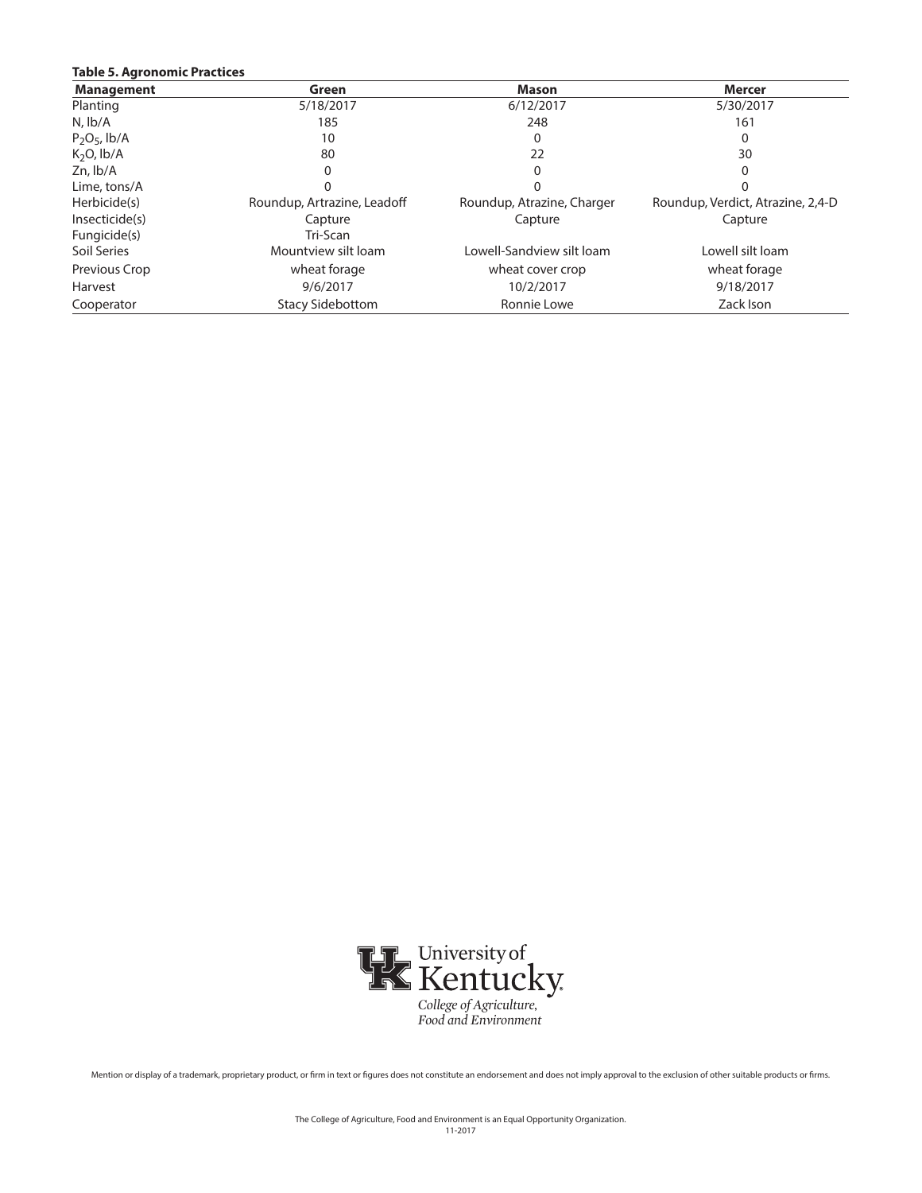**Table 5. Agronomic Practices**

| Management | Green | Mason | Mercer |
|---|---|---|---|
| Planting | 5/18/2017 | 6/12/2017 | 5/30/2017 |
| N, lb/A | 185 | 248 | 161 |
| $P_2O_5$, lb/A | 10 | 0 | 0 |
| $K_2O$, lb/A | 80 | 22 | 30 |
| Zn, lb/A | 0 | 0 | 0 |
| Lime, tons/A | 0 | 0 | 0 |
| Herbicide(s) | Roundup, Artrazine, Leadoff | Roundup, Atrazine, Charger | Roundup, Verdict, Atrazine, 2,4-D |
| Insecticide(s) | Capture | Capture | Capture |
| Fungicide(s) | Tri-Scan | | |
| Soil Series | Mountview silt loam | Lowell-Sandview silt loam | Lowell silt loam |
| Previous Crop | wheat forage | wheat cover crop | wheat forage |
| Harvest | 9/6/2017 | 10/2/2017 | 9/18/2017 |
| Cooperator | Stacy Sidebottom | Ronnie Lowe | Zack Ison |

University of Kentucky
*College of Agriculture, Food and Environment*

Mention or display of a trademark, proprietary product, or firm in text or figures does not constitute an endorsement and does not imply approval to the exclusion of other suitable products or firms.

The College of Agriculture, Food and Environment is an Equal Opportunity Organization.
11-2017